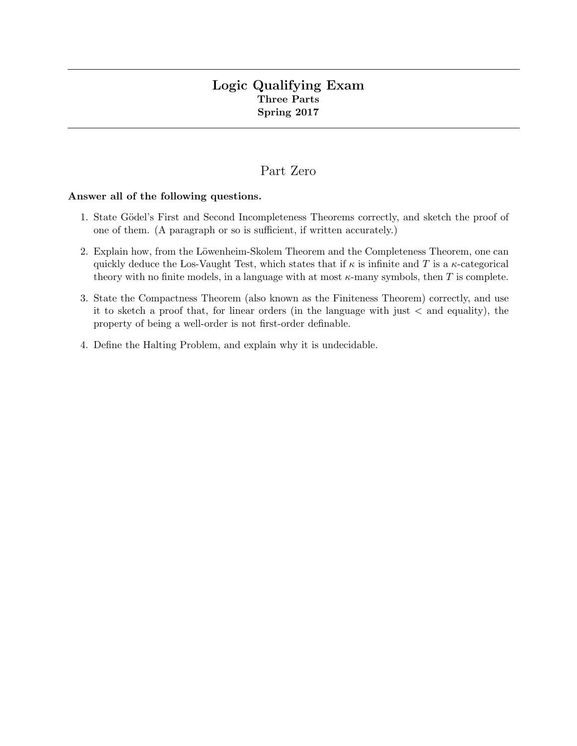# Logic Qualifying Exam

**Three Parts**

**Spring 2017**

## Part Zero

**Answer all of the following questions.**

1. State Gödel's First and Second Incompleteness Theorems correctly, and sketch the proof of one of them. (A paragraph or so is sufficient, if written accurately.)

2. Explain how, from the Löwenheim-Skolem Theorem and the Completeness Theorem, one can quickly deduce the Łos-Vaught Test, which states that if $\kappa$ is infinite and $T$ is a $\kappa$-categorical theory with no finite models, in a language with at most $\kappa$-many symbols, then $T$ is complete.

3. State the Compactness Theorem (also known as the Finiteness Theorem) correctly, and use it to sketch a proof that, for linear orders (in the language with just $<$ and equality), the property of being a well-order is not first-order definable.

4. Define the Halting Problem, and explain why it is undecidable.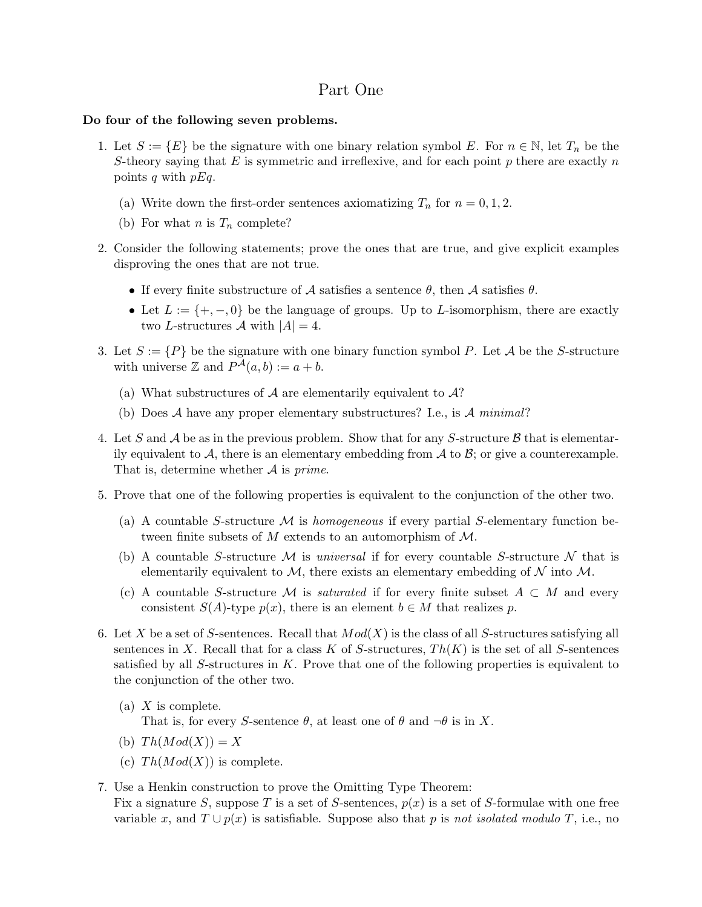# Part One

**Do four of the following seven problems.**

1. Let $S := \{E\}$ be the signature with one binary relation symbol $E$. For $n \in \mathbb{N}$, let $T_n$ be the $S$-theory saying that $E$ is symmetric and irreflexive, and for each point $p$ there are exactly $n$ points $q$ with $pEq$.

   (a) Write down the first-order sentences axiomatizing $T_n$ for $n = 0, 1, 2$.

   (b) For what $n$ is $T_n$ complete?

2. Consider the following statements; prove the ones that are true, and give explicit examples disproving the ones that are not true.

   - If every finite substructure of $\mathcal{A}$ satisfies a sentence $\theta$, then $\mathcal{A}$ satisfies $\theta$.
   - Let $L := \{+, -, 0\}$ be the language of groups. Up to $L$-isomorphism, there are exactly two $L$-structures $\mathcal{A}$ with $|A| = 4$.

3. Let $S := \{P\}$ be the signature with one binary function symbol $P$. Let $\mathcal{A}$ be the $S$-structure with universe $\mathbb{Z}$ and $P^{\mathcal{A}}(a, b) := a + b$.

   (a) What substructures of $\mathcal{A}$ are elementarily equivalent to $\mathcal{A}$?

   (b) Does $\mathcal{A}$ have any proper elementary substructures? I.e., is $\mathcal{A}$ *minimal*?

4. Let $S$ and $\mathcal{A}$ be as in the previous problem. Show that for any $S$-structure $\mathcal{B}$ that is elementarily equivalent to $\mathcal{A}$, there is an elementary embedding from $\mathcal{A}$ to $\mathcal{B}$; or give a counterexample. That is, determine whether $\mathcal{A}$ is *prime*.

5. Prove that one of the following properties is equivalent to the conjunction of the other two.

   (a) A countable $S$-structure $\mathcal{M}$ is *homogeneous* if every partial $S$-elementary function between finite subsets of $M$ extends to an automorphism of $\mathcal{M}$.

   (b) A countable $S$-structure $\mathcal{M}$ is *universal* if for every countable $S$-structure $\mathcal{N}$ that is elementarily equivalent to $\mathcal{M}$, there exists an elementary embedding of $\mathcal{N}$ into $\mathcal{M}$.

   (c) A countable $S$-structure $\mathcal{M}$ is *saturated* if for every finite subset $A \subset M$ and every consistent $S(A)$-type $p(x)$, there is an element $b \in M$ that realizes $p$.

6. Let $X$ be a set of $S$-sentences. Recall that $Mod(X)$ is the class of all $S$-structures satisfying all sentences in $X$. Recall that for a class $K$ of $S$-structures, $Th(K)$ is the set of all $S$-sentences satisfied by all $S$-structures in $K$. Prove that one of the following properties is equivalent to the conjunction of the other two.

   (a) $X$ is complete.
   That is, for every $S$-sentence $\theta$, at least one of $\theta$ and $\neg\theta$ is in $X$.

   (b) $Th(Mod(X)) = X$

   (c) $Th(Mod(X))$ is complete.

7. Use a Henkin construction to prove the Omitting Type Theorem:
   Fix a signature $S$, suppose $T$ is a set of $S$-sentences, $p(x)$ is a set of $S$-formulae with one free variable $x$, and $T \cup p(x)$ is satisfiable. Suppose also that $p$ is *not isolated modulo* $T$, i.e., no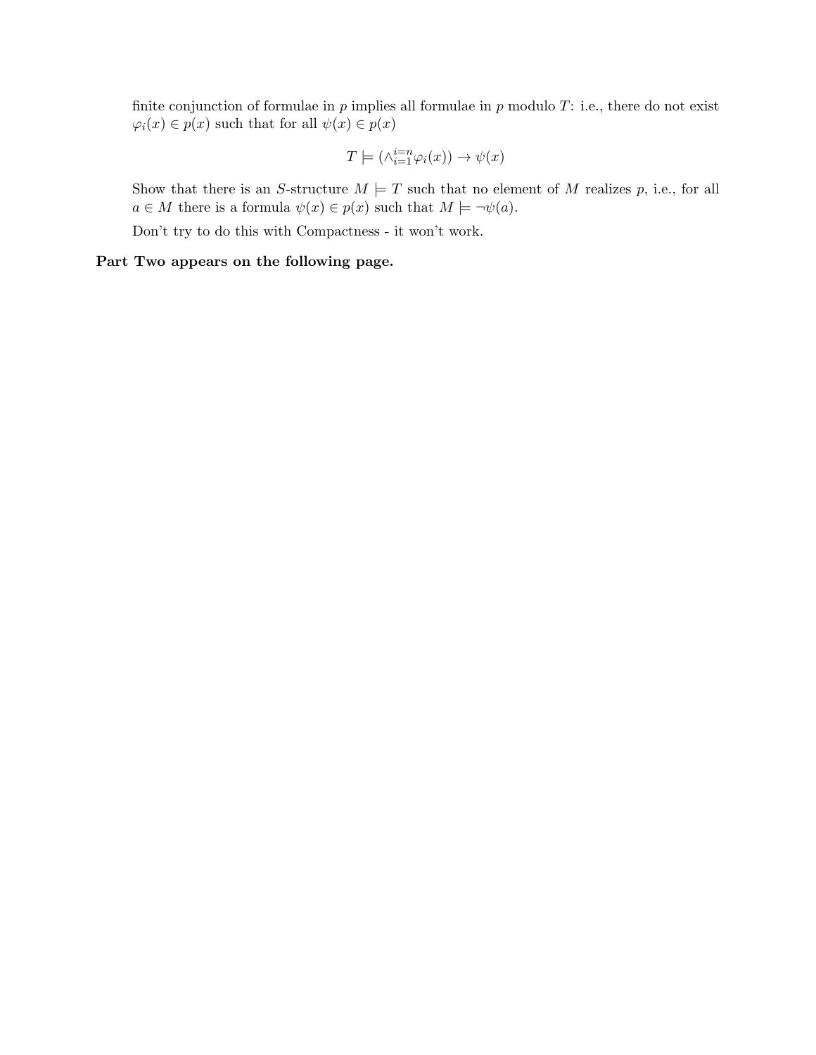finite conjunction of formulae in $p$ implies all formulae in $p$ modulo $T$: i.e., there do not exist $\varphi_i(x) \in p(x)$ such that for all $\psi(x) \in p(x)$

$$T \models (\wedge_{i=1}^{i=n} \varphi_i(x)) \to \psi(x)$$

Show that there is an $S$-structure $M \models T$ such that no element of $M$ realizes $p$, i.e., for all $a \in M$ there is a formula $\psi(x) \in p(x)$ such that $M \models \neg\psi(a)$.

Don't try to do this with Compactness - it won't work.

**Part Two appears on the following page.**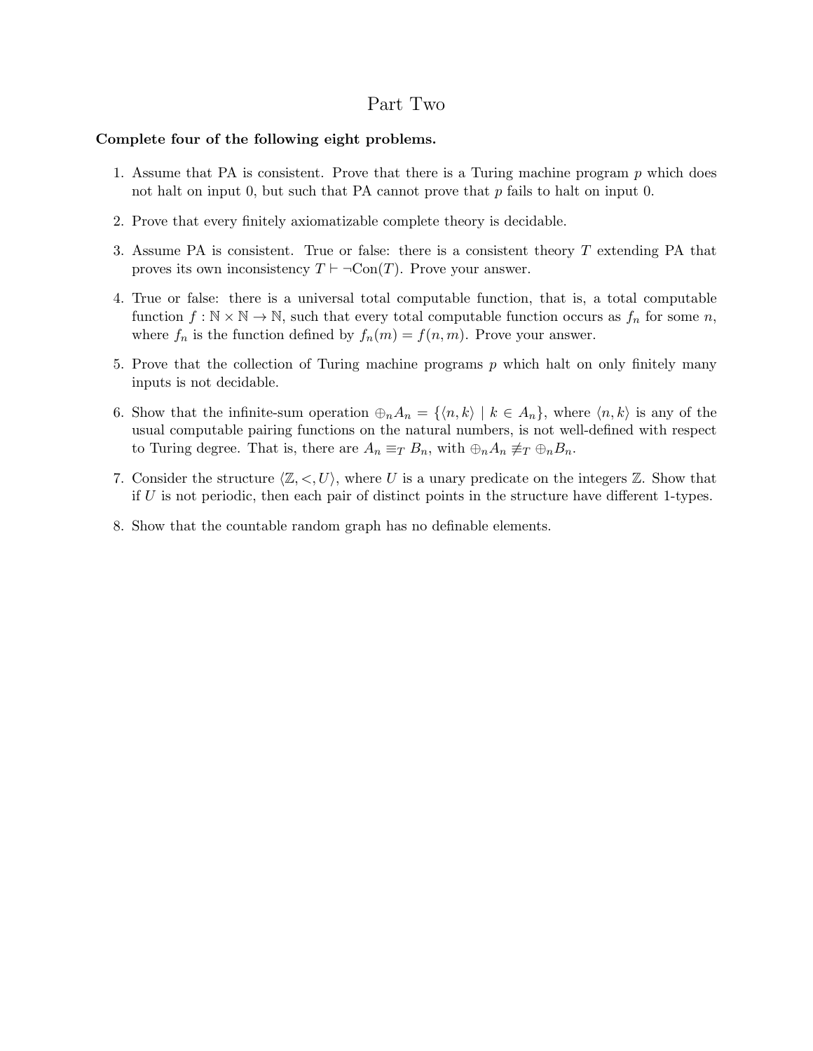# Part Two

**Complete four of the following eight problems.**

1. Assume that PA is consistent. Prove that there is a Turing machine program $p$ which does not halt on input 0, but such that PA cannot prove that $p$ fails to halt on input 0.

2. Prove that every finitely axiomatizable complete theory is decidable.

3. Assume PA is consistent. True or false: there is a consistent theory $T$ extending PA that proves its own inconsistency $T \vdash \neg\text{Con}(T)$. Prove your answer.

4. True or false: there is a universal total computable function, that is, a total computable function $f : \mathbb{N} \times \mathbb{N} \to \mathbb{N}$, such that every total computable function occurs as $f_n$ for some $n$, where $f_n$ is the function defined by $f_n(m) = f(n, m)$. Prove your answer.

5. Prove that the collection of Turing machine programs $p$ which halt on only finitely many inputs is not decidable.

6. Show that the infinite-sum operation $\oplus_n A_n = \{\langle n, k \rangle \mid k \in A_n\}$, where $\langle n, k \rangle$ is any of the usual computable pairing functions on the natural numbers, is not well-defined with respect to Turing degree. That is, there are $A_n \equiv_T B_n$, with $\oplus_n A_n \not\equiv_T \oplus_n B_n$.

7. Consider the structure $\langle \mathbb{Z}, <, U \rangle$, where $U$ is a unary predicate on the integers $\mathbb{Z}$. Show that if $U$ is not periodic, then each pair of distinct points in the structure have different 1-types.

8. Show that the countable random graph has no definable elements.